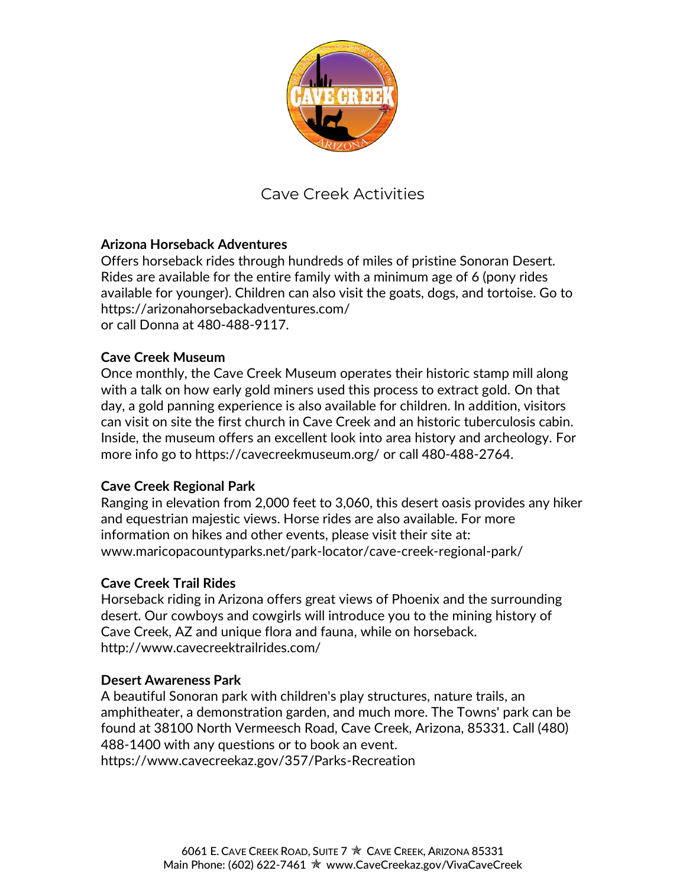# Cave Creek Activities

**Arizona Horseback Adventures**
Offers horseback rides through hundreds of miles of pristine Sonoran Desert. Rides are available for the entire family with a minimum age of 6 (pony rides available for younger). Children can also visit the goats, dogs, and tortoise. Go to https://arizonahorsebackadventures.com/
or call Donna at 480-488-9117.

**Cave Creek Museum**
Once monthly, the Cave Creek Museum operates their historic stamp mill along with a talk on how early gold miners used this process to extract gold. On that day, a gold panning experience is also available for children. In addition, visitors can visit on site the first church in Cave Creek and an historic tuberculosis cabin. Inside, the museum offers an excellent look into area history and archeology. For more info go to https://cavecreekmuseum.org/ or call 480-488-2764.

**Cave Creek Regional Park**
Ranging in elevation from 2,000 feet to 3,060, this desert oasis provides any hiker and equestrian majestic views. Horse rides are also available. For more information on hikes and other events, please visit their site at: www.maricopacountyparks.net/park-locator/cave-creek-regional-park/

**Cave Creek Trail Rides**
Horseback riding in Arizona offers great views of Phoenix and the surrounding desert. Our cowboys and cowgirls will introduce you to the mining history of Cave Creek, AZ and unique flora and fauna, while on horseback.
http://www.cavecreektrailrides.com/

**Desert Awareness Park**
A beautiful Sonoran park with children's play structures, nature trails, an amphitheater, a demonstration garden, and much more. The Towns' park can be found at 38100 North Vermeesch Road, Cave Creek, Arizona, 85331. Call (480) 488-1400 with any questions or to book an event.
https://www.cavecreekaz.gov/357/Parks-Recreation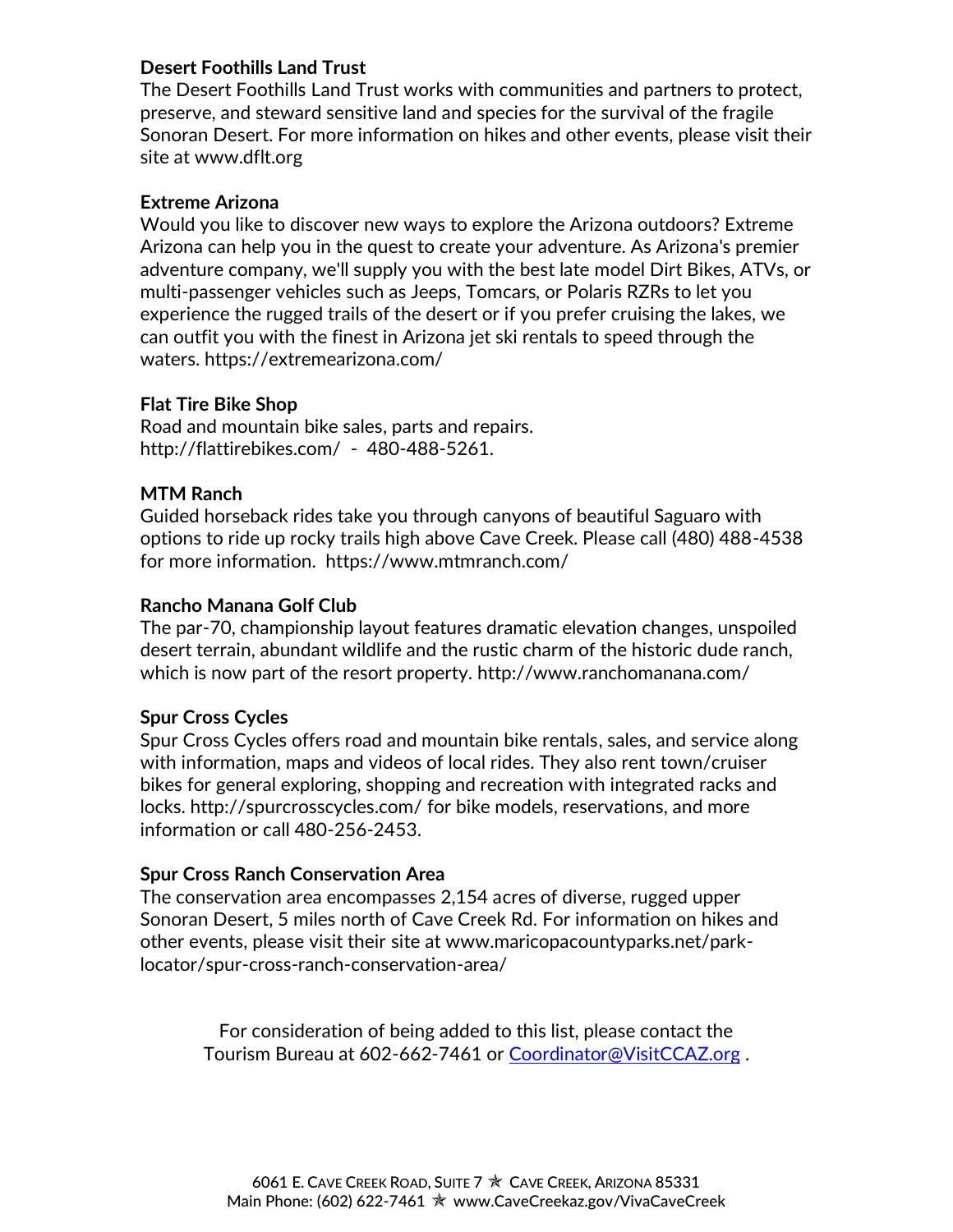**Desert Foothills Land Trust**
The Desert Foothills Land Trust works with communities and partners to protect, preserve, and steward sensitive land and species for the survival of the fragile Sonoran Desert. For more information on hikes and other events, please visit their site at www.dflt.org

**Extreme Arizona**
Would you like to discover new ways to explore the Arizona outdoors? Extreme Arizona can help you in the quest to create your adventure. As Arizona's premier adventure company, we'll supply you with the best late model Dirt Bikes, ATVs, or multi-passenger vehicles such as Jeeps, Tomcars, or Polaris RZRs to let you experience the rugged trails of the desert or if you prefer cruising the lakes, we can outfit you with the finest in Arizona jet ski rentals to speed through the waters. https://extremearizona.com/

**Flat Tire Bike Shop**
Road and mountain bike sales, parts and repairs.
http://flattirebikes.com/ - 480-488-5261.

**MTM Ranch**
Guided horseback rides take you through canyons of beautiful Saguaro with options to ride up rocky trails high above Cave Creek. Please call (480) 488-4538 for more information. https://www.mtmranch.com/

**Rancho Manana Golf Club**
The par-70, championship layout features dramatic elevation changes, unspoiled desert terrain, abundant wildlife and the rustic charm of the historic dude ranch, which is now part of the resort property. http://www.ranchomanana.com/

**Spur Cross Cycles**
Spur Cross Cycles offers road and mountain bike rentals, sales, and service along with information, maps and videos of local rides. They also rent town/cruiser bikes for general exploring, shopping and recreation with integrated racks and locks. http://spurcrosscycles.com/ for bike models, reservations, and more information or call 480-256-2453.

**Spur Cross Ranch Conservation Area**
The conservation area encompasses 2,154 acres of diverse, rugged upper Sonoran Desert, 5 miles north of Cave Creek Rd. For information on hikes and other events, please visit their site at www.maricopacountyparks.net/park-locator/spur-cross-ranch-conservation-area/

For consideration of being added to this list, please contact the Tourism Bureau at 602-662-7461 or Coordinator@VisitCCAZ.org .

6061 E. Cave Creek Road, Suite 7 ✯ Cave Creek, Arizona 85331
Main Phone: (602) 622-7461 ✯ www.CaveCreekaz.gov/VivaCaveCreek